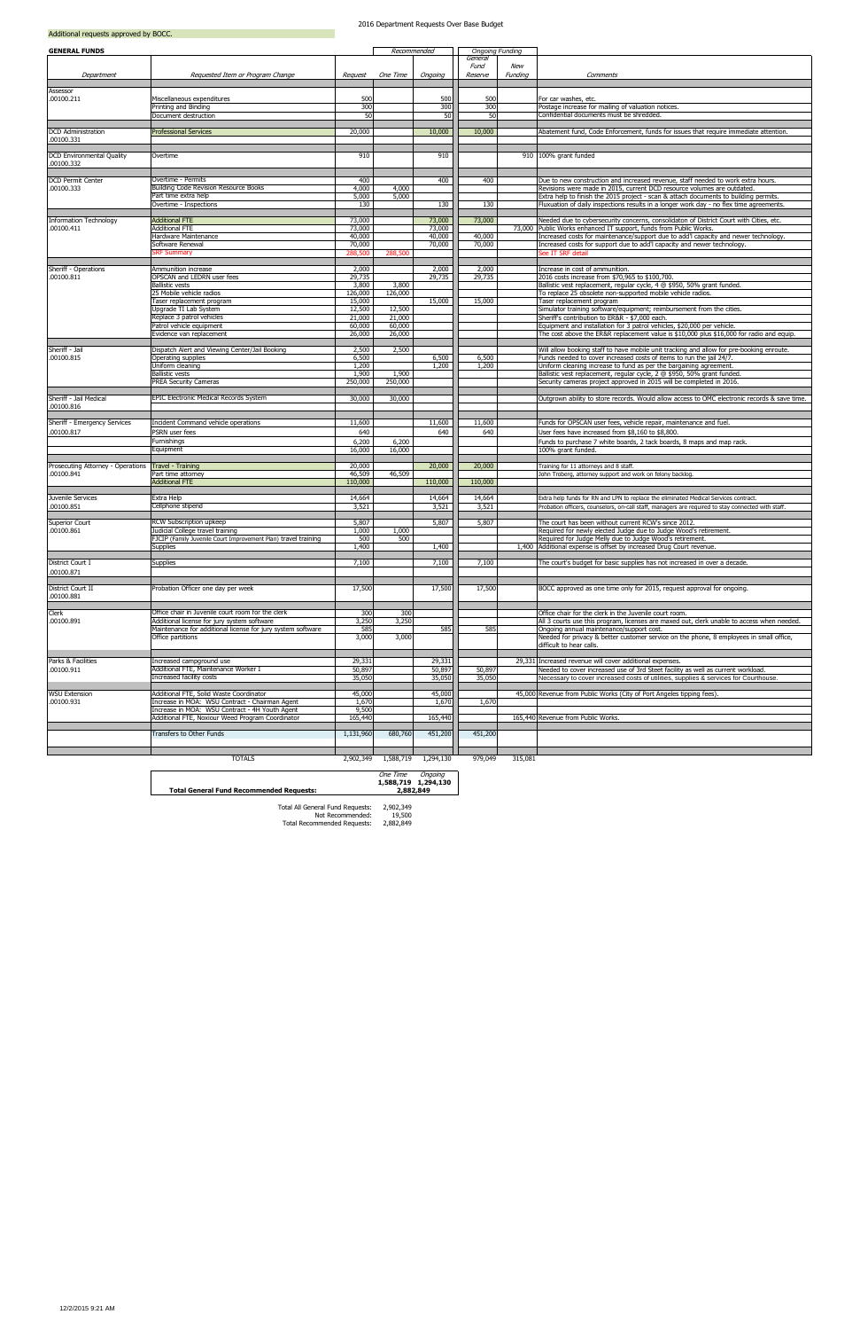# 2016 Department Requests Over Base Budget

Additional requests approved by BOCC.

**GENERAL FUNDS**

| Department | Requested Item or Program Change | Request | Recommended One Time | Recommended Ongoing | Ongoing Funding General Fund Reserve | Ongoing Funding New Funding | Comments |
|---|---|---|---|---|---|---|---|
| Assessor .00100.211 | Miscellaneous expenditures | 500 | | 500 | 500 | | For car washes, etc. |
| | Printing and Binding | 300 | | 300 | 300 | | Postage increase for mailing of valuation notices. |
| | Document destruction | 50 | | 50 | 50 | | Confidential documents must be shredded. |
| DCD Administration .00100.331 | Professional Services | 20,000 | | 10,000 | 10,000 | | Abatement fund, Code Enforcement, funds for issues that require immediate attention. |
| DCD Environmental Quality .00100.332 | Overtime | 910 | | 910 | | 910 | 100% grant funded |
| DCD Permit Center .00100.333 | Overtime - Permits | 400 | | 400 | 400 | | Due to new construction and increased revenue, staff needed to work extra hours. |
| | Building Code Revision Resource Books | 4,000 | 4,000 | | | | Revisions were made in 2015, current DCD resource volumes are outdated. |
| | Part time extra help | 5,000 | 5,000 | | | | Extra help to finish the 2015 project - scan & attach documents to building permits. |
| | Overtime - Inspections | 130 | | 130 | 130 | | Fluxuation of daily inspections results in a longer work day - no flex time agreements. |
| Information Technology .00100.411 | Additional FTE | 73,000 | | 73,000 | 73,000 | | Needed due to cybersecurity concerns, consolidaton of District Court with Cities, etc. |
| | Additional FTE | 73,000 | | 73,000 | | 73,000 | Public Works enhanced IT support, funds from Public Works. |
| | Hardware Maintenance | 40,000 | | 40,000 | 40,000 | | Increased costs for maintenance/support due to add'l capacity and newer technology. |
| | Software Renewal | 70,000 | | 70,000 | 70,000 | | Increased costs for support due to add'l capacity and newer technology. |
| | SRF Summary | 288,500 | 288,500 | | | | See IT SRF detail |
| Sheriff - Operations .00100.811 | Ammunition increase | 2,000 | | 2,000 | 2,000 | | Increase in cost of ammunition. |
| | OPSCAN and LEDRN user fees | 29,735 | | 29,735 | 29,735 | | 2016 costs increase from $70,965 to $100,700. |
| | Ballistic vests | 3,800 | 3,800 | | | | Ballistic vest replacement, regular cycle, 4 @ $950, 50% grant funded. |
| | 25 Mobile vehicle radios | 126,000 | 126,000 | | | | To replace 25 obsolete non-supported mobile vehicle radios. |
| | Taser replacement program | 15,000 | | 15,000 | 15,000 | | Taser replacement program |
| | Upgrade TI Lab System | 12,500 | 12,500 | | | | Simulator training software/equipment; reimbursement from the cities. |
| | Replace 3 patrol vehicles | 21,000 | 21,000 | | | | Sheriff's contribution to ER&R - $7,000 each. |
| | Patrol vehicle equipment | 60,000 | 60,000 | | | | Equipment and installation for 3 patrol vehicles, $20,000 per vehicle. |
| | Evidence van replacement | 26,000 | 26,000 | | | | The cost above the ER&R replacement value is $10,000 plus $16,000 for radio and equip. |
| Sheriff - Jail .00100.815 | Dispatch Alert and Viewing Center/Jail Booking | 2,500 | 2,500 | | | | Will allow booking staff to have mobile unit tracking and allow for pre-booking enroute. |
| | Operating supplies | 6,500 | | 6,500 | 6,500 | | Funds needed to cover increased costs of items to run the jail 24/7. |
| | Uniform cleaning | 1,200 | | 1,200 | 1,200 | | Uniform cleaning increase to fund as per the bargaining agreement. |
| | Ballistic vests | 1,900 | 1,900 | | | | Ballistic vest replacement, regular cycle, 2 @ $950, 50% grant funded. |
| | PREA Security Cameras | 250,000 | 250,000 | | | | Security cameras project approved in 2015 will be completed in 2016. |
| Sheriff - Jail Medical .00100.816 | EPIC Electronic Medical Records System | 30,000 | 30,000 | | | | Outgrown ability to store records. Would allow access to OMC electronic records & save time. |
| Sheriff - Emergency Services .00100.817 | Incident Command vehicle operations | 11,600 | | 11,600 | 11,600 | | Funds for OPSCAN user fees, vehicle repair, maintenance and fuel. |
| | PSRN user fees | 640 | | 640 | 640 | | User fees have increased from $8,160 to $8,800. |
| | Furnishings | 6,200 | 6,200 | | | | Funds to purchase 7 white boards, 2 tack boards, 8 maps and map rack. |
| | Equipment | 16,000 | 16,000 | | | | 100% grant funded. |
| Prosecuting Attorney - Operations .00100.841 | Travel - Training | 20,000 | | 20,000 | 20,000 | | Training for 11 attorneys and 8 staff. |
| | Part time attorney | 46,509 | 46,509 | | | | John Troberg, attorney support and work on felony backlog. |
| | Additional FTE | 110,000 | | 110,000 | 110,000 | | |
| Juvenile Services .00100.851 | Extra Help | 14,664 | | 14,664 | 14,664 | | Extra help funds for RN and LPN to replace the eliminated Medical Services contract. |
| | Cellphone stipend | 3,521 | | 3,521 | 3,521 | | Probation officers, counselors, on-call staff, managers are required to stay connected with staff. |
| Superior Court .00100.861 | RCW Subscription upkeep | 5,807 | | 5,807 | 5,807 | | The court has been without current RCW's since 2012. |
| | Judicial College travel training | 1,000 | 1,000 | | | | Required for newly elected Judge due to Judge Wood's retirement. |
| | FJCIP (Family Juvenile Court Improvement Plan) travel training | 500 | 500 | | | | Required for Judge Melly due to Judge Wood's retirement. |
| | Supplies | 1,400 | | 1,400 | | 1,400 | Additional expense is offset by increased Drug Court revenue. |
| District Court I .00100.871 | Supplies | 7,100 | | 7,100 | 7,100 | | The court's budget for basic supplies has not increased in over a decade. |
| District Court II .00100.881 | Probation Officer one day per week | 17,500 | | 17,500 | 17,500 | | BOCC approved as one time only for 2015, request approval for ongoing. |
| Clerk .00100.891 | Office chair in Juvenile court room for the clerk | 300 | 300 | | | | Office chair for the clerk in the Juvenile court room. |
| | Additional license for jury system software | 3,250 | 3,250 | | | | All 3 courts use this program, licenses are maxed out, clerk unable to access when needed. |
| | Maintenance for additional license for jury system software | 585 | | 585 | 585 | | Ongoing annual maintenance/support cost. |
| | Office partitions | 3,000 | 3,000 | | | | Needed for privacy & better customer service on the phone, 8 employees in small office, difficult to hear calls. |
| Parks & Facilities .00100.911 | Increased campground use | 29,331 | | 29,331 | | 29,331 | Increased revenue will cover additional expenses. |
| | Additional FTE, Maintenance Worker I | 50,897 | | 50,897 | 50,897 | | Needed to cover increased use of 3rd Steet facility as well as current workload. |
| | Increased facility costs | 35,050 | | 35,050 | 35,050 | | Necessary to cover increased costs of utilities, supplies & services for Courthouse. |
| WSU Extension .00100.931 | Additional FTE, Solid Waste Coordinator | 45,000 | | 45,000 | | 45,000 | Revenue from Public Works (City of Port Angeles tipping fees). |
| | Increase in MOA: WSU Contract - Chairman Agent | 1,670 | | 1,670 | 1,670 | | |
| | Increase in MOA: WSU Contract - 4H Youth Agent | 9,500 | | | | | |
| | Additional FTE, Noxious Weed Program Coordinator | 165,440 | | 165,440 | | 165,440 | Revenue from Public Works. |
| | Transfers to Other Funds | 1,131,960 | 680,760 | 451,200 | 451,200 | | |
| | TOTALS | 2,902,349 | 1,588,719 | 1,294,130 | 979,049 | 315,081 | |

| | One Time | Ongoing |
|---|---|---|
| **Total General Fund Recommended Requests:** | **1,588,719** | **1,294,130** |
| | **2,882,849** | |

| | |
|---|---|
| Total All General Fund Requests: | 2,902,349 |
| Not Recommended: | 19,500 |
| Total Recommended Requests: | 2,882,849 |

12/2/2015 9:21 AM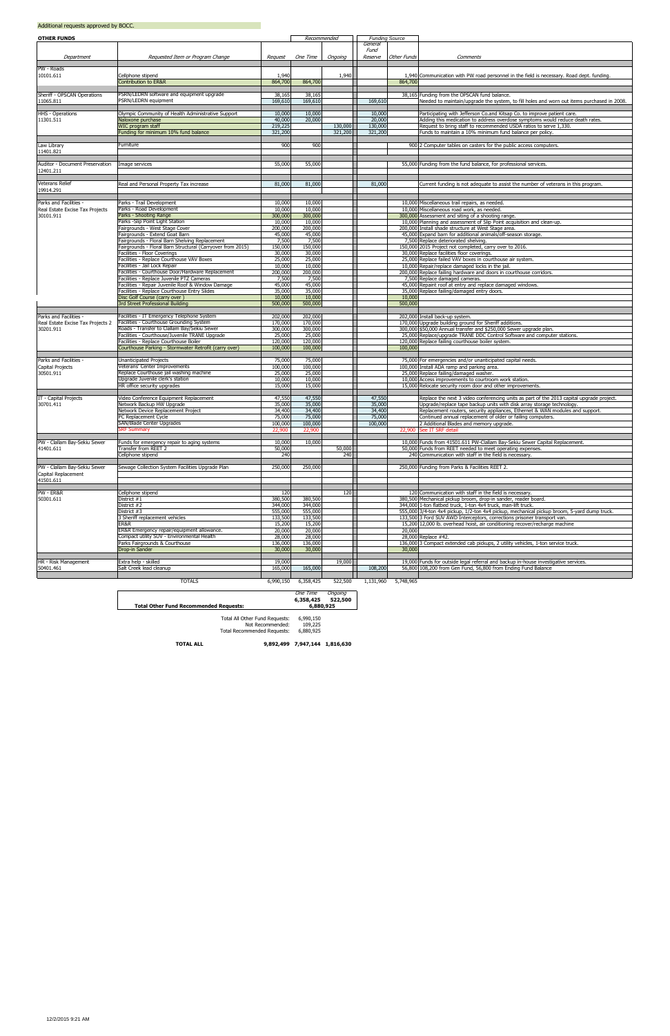Additional requests approved by BOCC.

| OTHER FUNDS | | | Recommended | | Funding Source | | |
|---|---|---|---|---|---|---|---|
| Department | Requested Item or Program Change | Request | One Time | Ongoing | General Fund Reserve | Other Funds | Comments |
| PW - Roads 10101.611 | Cellphone stipend | 1,940 | | 1,940 | | 1,940 | Communication with PW road personnel in the field is necessary. Road dept. funding. |
| | Contribution to ER&R | 864,700 | 864,700 | | | 864,700 | |
| Sheriff - OPSCAN Operations 11065.811 | PSRN/LEDRN software and equipment upgrade | 38,165 | 38,165 | | | 38,165 | Funding from the OPSCAN fund balance. |
| | PSRN/LEDRN equipment | 169,610 | 169,610 | | 169,610 | | Needed to maintain/upgrade the system, to fill holes and worn out items purchased in 2008. |
| HHS - Operations 11301.511 | Olympic Community of Health Administrative Support | 10,000 | 10,000 | | 10,000 | | Participating with Jefferson Co.and Kitsap Co. to improve patient care. |
| | Naloxone purchase | 40,000 | 20,000 | | 20,000 | | Adding this medication to address overdose symptoms would reduce death rates. |
| | WIC program staff | 219,225 | | 130,000 | 130,000 | | Request to bring staff to recommended USDA ratios to serve 1,330. |
| | Funding for minimum 10% fund balance | 321,200 | | 321,200 | 321,200 | | Funds to maintain a 10% minimum fund balance per policy. |
| Law Library 11401.821 | Furniture | 900 | 900 | | | 900 | 2 Computer tables on casters for the public access computers. |
| Auditor - Document Preservation 12401.211 | Image services | 55,000 | 55,000 | | | 55,000 | Funding from the fund balance, for professional services. |
| Veterans Relief 19914.291 | Real and Personal Property Tax increase | 81,000 | 81,000 | | 81,000 | | Current funding is not adequate to assist the number of veterans in this program. |
| Parks and Facilities - Real Estate Excise Tax Projects 30101.911 | Parks - Trail Development | 10,000 | 10,000 | | | 10,000 | Miscellaneous trail repairs, as needed. |
| | Parks - Road Development | 10,000 | 10,000 | | | 10,000 | Miscellaneous road work, as needed. |
| | Parks - Shooting Range | 300,000 | 300,000 | | | 300,000 | Assessment and siting of a shooting range. |
| | Parks -Slip Point Light Station | 10,000 | 10,000 | | | 10,000 | Planning and assessment of Slip Point acquisition and clean-up. |
| | Fairgrounds - West Stage Cover | 200,000 | 200,000 | | | 200,000 | Install shade structure at West Stage area. |
| | Fairgrounds - Extend Goat Barn | 45,000 | 45,000 | | | 45,000 | Expand barn for additional animals/off-season storage. |
| | Fairgrounds - Floral Barn Shelving Replacement | 7,500 | 7,500 | | | 7,500 | Replace deteriorated shelving. |
| | Fairgrounds - Floral Barn Structural (Carryover from 2015) | 150,000 | 150,000 | | | 150,000 | 2015 Project not completed, carry over to 2016. |
| | Facilities - Floor Coverings | 30,000 | 30,000 | | | 30,000 | Replace facilities floor coverings. |
| | Facilities - Replace Courthouse VAV Boxes | 25,000 | 25,000 | | | 25,000 | Replace failed VAV boxes in courthouse air system. |
| | Facilities - Jail Lock Repair | 10,000 | 10,000 | | | 10,000 | Repair/replace damaged locks in the jail. |
| | Facilities - Courthouse Door/Hardware Replacement | 200,000 | 200,000 | | | 200,000 | Replace failing hardware and doors in courthouse corridors. |
| | Facilities - Replace Juvenile PTZ Cameras | 7,500 | 7,500 | | | 7,500 | Replace damaged cameras. |
| | Facilities - Repair Juvenile Roof & Window Damage | 45,000 | 45,000 | | | 45,000 | Repaint roof at entry and replace damaged windows. |
| | Facilities - Replace Courthouse Entry Slides | 35,000 | 35,000 | | | 35,000 | Replace failing/damaged entry doors. |
| | Disc Golf Course (carry over ) | 10,000 | 10,000 | | | 10,000 | |
| | 3rd Street Professional Building | 500,000 | 500,000 | | | 500,000 | |
| Parks and Facilities - Real Estate Excise Tax Projects 2 30201.911 | Facilities - IT Emergency Telephone System | 202,000 | 202,000 | | | 202,000 | Install back-up system. |
| | Facilities - Courthouse Grounding System | 170,000 | 170,000 | | | 170,000 | Upgrade building ground for Sheriff additions. |
| | Roads - Transfer to Clallam Bay/Sekiu Sewer | 300,000 | 300,000 | | | 300,000 | $50,000 Annual transfer and $250,000 Sewer upgrade plan. |
| | Facilities - Courthouse/Juvenile TRANE Upgrade | 25,000 | 25,000 | | | 25,000 | Replace/upgrade TRANE DDC Control Software and computer stations. |
| | Facilities - Replace Courthouse Boiler | 120,000 | 120,000 | | | 120,000 | Replace failing courthouse boiler system. |
| | Courthouse Parking - Stormwater Retrofit (carry over) | 100,000 | 100,000 | | | 100,000 | |
| Parks and Facilities - Capital Projects 30501.911 | Unanticipated Projects | 75,000 | 75,000 | | | 75,000 | For emergencies and/or unanticipated capital needs. |
| | Veterans' Center Improvements | 100,000 | 100,000 | | | 100,000 | Install ADA ramp and parking area. |
| | Replace Courthouse jail washing machine | 25,000 | 25,000 | | | 25,000 | Replace failing/damaged washer. |
| | Upgrade Juvenile clerk's station | 10,000 | 10,000 | | | 10,000 | Access improvements to courtroom work station. |
| | HR office security upgrades | 15,000 | 15,000 | | | 15,000 | Relocate security room door and other improvements. |
| IT - Capital Projects 30701.411 | Video Conference Equipment Replacement | 47,550 | 47,550 | | 47,550 | | Replace the next 3 video conferencing units as part of the 2013 capital upgrade project. |
| | Network Backup HW Upgrade | 35,000 | 35,000 | | 35,000 | | Upgrade/replace tape backup units with disk array storage technology. |
| | Network Device Replacement Project | 34,400 | 34,400 | | 34,400 | | Replacement routers, security appliances, Ethernet & WAN modules and support. |
| | PC Replacement Cycle | 75,000 | 75,000 | | 75,000 | | Continued annual replacement of older or failing computers. |
| | SAN/Blade Center Upgrades | 100,000 | 100,000 | | 100,000 | | 2 Additional Blades and memory upgrade. |
| | SRF Summary | 22,900 | 22,900 | | | 22,900 | See IT SRF detail |
| PW - Clallam Bay-Sekiu Sewer 41401.611 | Funds for emergency repair to aging systems | 10,000 | 10,000 | | | 10,000 | Funds from 41501.611 PW-Clallam Bay-Sekiu Sewer Capital Replacement. |
| | Transfer from REET 2 | 50,000 | | 50,000 | | 50,000 | Funds from REET needed to meet operating expenses. |
| | Cellphone stipend | 240 | | 240 | | 240 | Communication with staff in the field is necessary. |
| PW - Clallam Bay-Sekiu Sewer Capital Replacement 41501.611 | Sewage Collection System Facilities Upgrade Plan | 250,000 | 250,000 | | | 250,000 | Funding from Parks & Facilities REET 2. |
| PW - ER&R 50301.611 | Cellphone stipend | 120 | | 120 | | 120 | Communication with staff in the field is necessary. |
| | District #1 | 380,500 | 380,500 | | | 380,500 | Mechanical pickup broom, drop-in sander, reader board. |
| | District #2 | 344,000 | 344,000 | | | 344,000 | 1-ton flatbed truck, 1-ton 4x4 truck, man-lift truck. |
| | District #3 | 555,000 | 555,000 | | | 555,000 | 3/4-ton 4x4 pickup, 1/2-ton 4x4 pickup, mechanical pickup broom, 5-yard dump truck. |
| | 3 Sheriff replacement vehicles | 133,500 | 133,500 | | | 133,500 | 3 Ford SUV AWD Interceptors, corrections prisoner transport van. |
| | ER&R | 15,200 | 15,200 | | | 15,200 | 12,000 lb. overhead hoist, air conditioning recover/recharge machine |
| | ER&R Emergency repair/equipment allowance. | 20,000 | 20,000 | | | 20,000 | |
| | Compact utility SUV - Environmental Health | 28,000 | 28,000 | | | 28,000 | Replace #42. |
| | Parks Fairgrounds & Courthouse | 136,000 | 136,000 | | | 136,000 | 3 Compact extended cab pickups, 2 utility vehicles, 1-ton service truck. |
| | Drop-in Sander | 30,000 | 30,000 | | | 30,000 | |
| HR - Risk Management 50401.461 | Extra help - skilled | 19,000 | | 19,000 | | 19,000 | Funds for outside legal referral and backup in-house investigative services. |
| | Salt Creek lead cleanup | 165,000 | 165,000 | | 108,200 | 56,800 | 108,200 from Gen Fund, 56,800 from Ending Fund Balance |
| | TOTALS | 6,990,150 | 6,358,425 | 522,500 | 1,131,960 | 5,748,965 | |

| | One Time | Ongoing |
|---|---|---|
| **Total Other Fund Recommended Requests:** | 6,358,425 | 522,500 |
| | 6,880,925 | |

Total All Other Fund Requests: 6,990,150
Not Recommended: 109,225
Total Recommended Requests: 6,880,925

**TOTAL ALL** 9,892,499 7,947,144 1,816,630

12/2/2015 9:21 AM